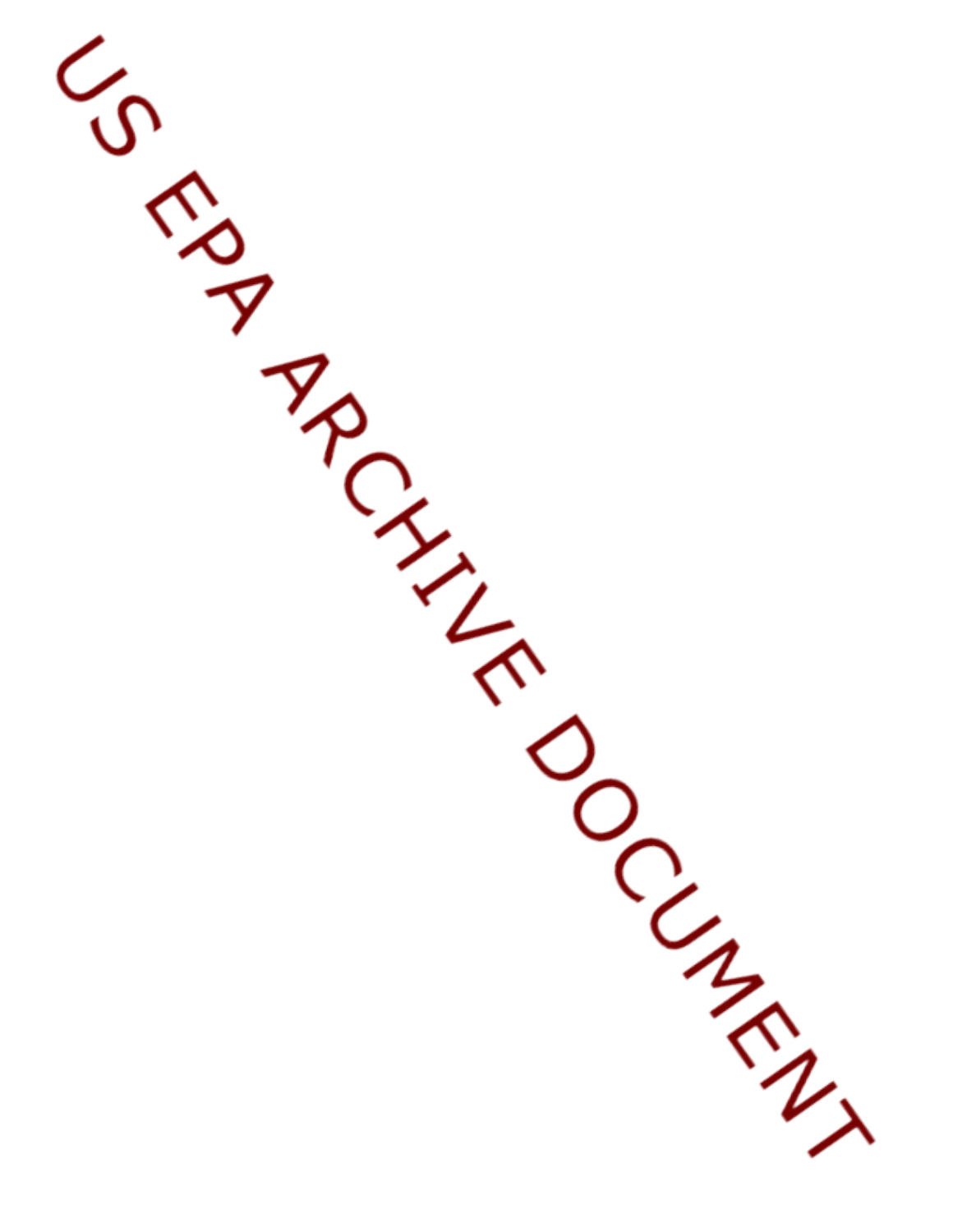US EPA ARCHIVE DOCUMENT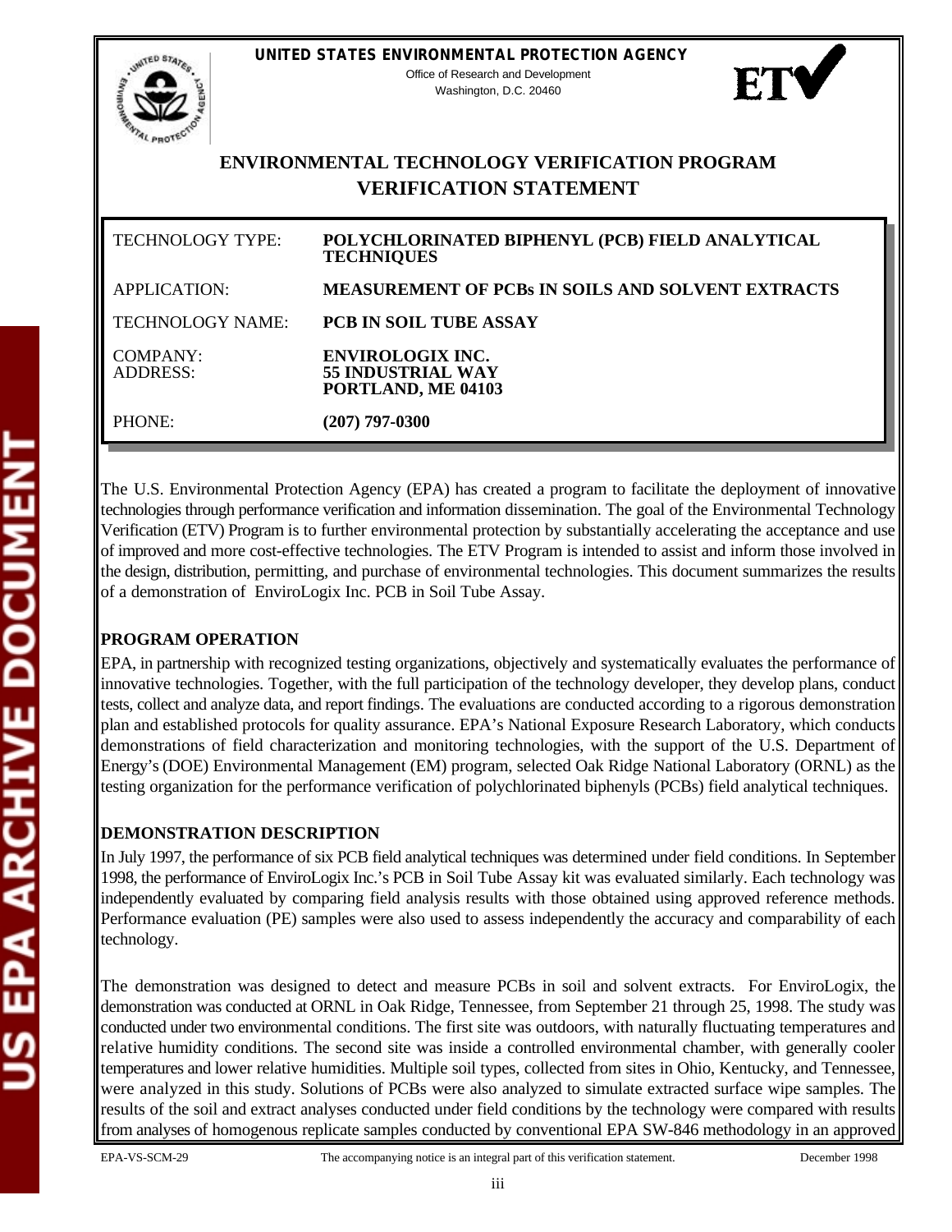**UNITED STATES ENVIRONMENTAL PROTECTION AGENCY**
Office of Research and Development
Washington, D.C. 20460

# ENVIRONMENTAL TECHNOLOGY VERIFICATION PROGRAM VERIFICATION STATEMENT

| | |
|---|---|
| TECHNOLOGY TYPE: | **POLYCHLORINATED BIPHENYL (PCB) FIELD ANALYTICAL TECHNIQUES** |
| APPLICATION: | **MEASUREMENT OF PCBs IN SOILS AND SOLVENT EXTRACTS** |
| TECHNOLOGY NAME: | **PCB IN SOIL TUBE ASSAY** |
| COMPANY: ADDRESS: | **ENVIROLOGIX INC. 55 INDUSTRIAL WAY PORTLAND, ME 04103** |
| PHONE: | **(207) 797-0300** |

The U.S. Environmental Protection Agency (EPA) has created a program to facilitate the deployment of innovative technologies through performance verification and information dissemination. The goal of the Environmental Technology Verification (ETV) Program is to further environmental protection by substantially accelerating the acceptance and use of improved and more cost-effective technologies. The ETV Program is intended to assist and inform those involved in the design, distribution, permitting, and purchase of environmental technologies. This document summarizes the results of a demonstration of EnviroLogix Inc. PCB in Soil Tube Assay.

## PROGRAM OPERATION

EPA, in partnership with recognized testing organizations, objectively and systematically evaluates the performance of innovative technologies. Together, with the full participation of the technology developer, they develop plans, conduct tests, collect and analyze data, and report findings. The evaluations are conducted according to a rigorous demonstration plan and established protocols for quality assurance. EPA's National Exposure Research Laboratory, which conducts demonstrations of field characterization and monitoring technologies, with the support of the U.S. Department of Energy's (DOE) Environmental Management (EM) program, selected Oak Ridge National Laboratory (ORNL) as the testing organization for the performance verification of polychlorinated biphenyls (PCBs) field analytical techniques.

## DEMONSTRATION DESCRIPTION

In July 1997, the performance of six PCB field analytical techniques was determined under field conditions. In September 1998, the performance of EnviroLogix Inc.'s PCB in Soil Tube Assay kit was evaluated similarly. Each technology was independently evaluated by comparing field analysis results with those obtained using approved reference methods. Performance evaluation (PE) samples were also used to assess independently the accuracy and comparability of each technology.

The demonstration was designed to detect and measure PCBs in soil and solvent extracts. For EnviroLogix, the demonstration was conducted at ORNL in Oak Ridge, Tennessee, from September 21 through 25, 1998. The study was conducted under two environmental conditions. The first site was outdoors, with naturally fluctuating temperatures and relative humidity conditions. The second site was inside a controlled environmental chamber, with generally cooler temperatures and lower relative humidities. Multiple soil types, collected from sites in Ohio, Kentucky, and Tennessee, were analyzed in this study. Solutions of PCBs were also analyzed to simulate extracted surface wipe samples. The results of the soil and extract analyses conducted under field conditions by the technology were compared with results from analyses of homogenous replicate samples conducted by conventional EPA SW-846 methodology in an approved

EPA-VS-SCM-29 The accompanying notice is an integral part of this verification statement. December 1998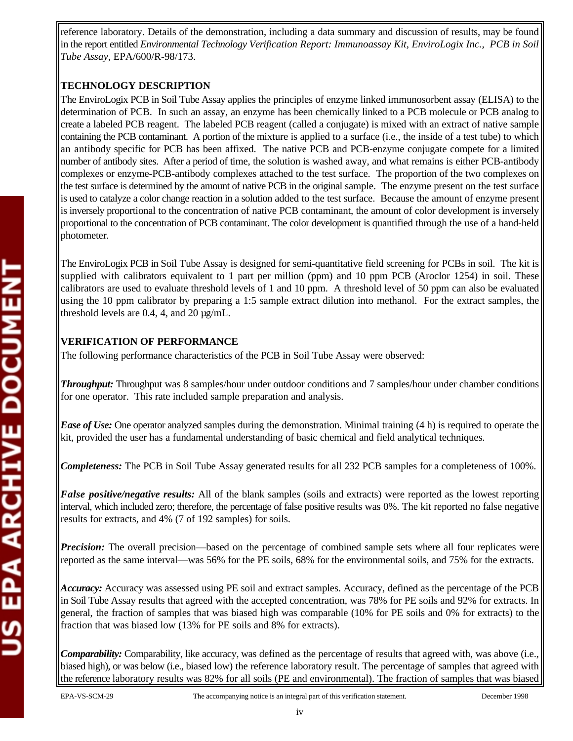reference laboratory. Details of the demonstration, including a data summary and discussion of results, may be found in the report entitled *Environmental Technology Verification Report: Immunoassay Kit, EnviroLogix Inc., PCB in Soil Tube Assay*, EPA/600/R-98/173.

## TECHNOLOGY DESCRIPTION

The EnviroLogix PCB in Soil Tube Assay applies the principles of enzyme linked immunosorbent assay (ELISA) to the determination of PCB. In such an assay, an enzyme has been chemically linked to a PCB molecule or PCB analog to create a labeled PCB reagent. The labeled PCB reagent (called a conjugate) is mixed with an extract of native sample containing the PCB contaminant. A portion of the mixture is applied to a surface (i.e., the inside of a test tube) to which an antibody specific for PCB has been affixed. The native PCB and PCB-enzyme conjugate compete for a limited number of antibody sites. After a period of time, the solution is washed away, and what remains is either PCB-antibody complexes or enzyme-PCB-antibody complexes attached to the test surface. The proportion of the two complexes on the test surface is determined by the amount of native PCB in the original sample. The enzyme present on the test surface is used to catalyze a color change reaction in a solution added to the test surface. Because the amount of enzyme present is inversely proportional to the concentration of native PCB contaminant, the amount of color development is inversely proportional to the concentration of PCB contaminant. The color development is quantified through the use of a hand-held photometer.

The EnviroLogix PCB in Soil Tube Assay is designed for semi-quantitative field screening for PCBs in soil. The kit is supplied with calibrators equivalent to 1 part per million (ppm) and 10 ppm PCB (Aroclor 1254) in soil. These calibrators are used to evaluate threshold levels of 1 and 10 ppm. A threshold level of 50 ppm can also be evaluated using the 10 ppm calibrator by preparing a 1:5 sample extract dilution into methanol. For the extract samples, the threshold levels are 0.4, 4, and 20 µg/mL.

## VERIFICATION OF PERFORMANCE

The following performance characteristics of the PCB in Soil Tube Assay were observed:

***Throughput:*** Throughput was 8 samples/hour under outdoor conditions and 7 samples/hour under chamber conditions for one operator. This rate included sample preparation and analysis.

***Ease of Use:*** One operator analyzed samples during the demonstration. Minimal training (4 h) is required to operate the kit, provided the user has a fundamental understanding of basic chemical and field analytical techniques.

***Completeness:*** The PCB in Soil Tube Assay generated results for all 232 PCB samples for a completeness of 100%.

***False positive/negative results:*** All of the blank samples (soils and extracts) were reported as the lowest reporting interval, which included zero; therefore, the percentage of false positive results was 0%. The kit reported no false negative results for extracts, and 4% (7 of 192 samples) for soils.

***Precision:*** The overall precision—based on the percentage of combined sample sets where all four replicates were reported as the same interval—was 56% for the PE soils, 68% for the environmental soils, and 75% for the extracts.

***Accuracy:*** Accuracy was assessed using PE soil and extract samples. Accuracy, defined as the percentage of the PCB in Soil Tube Assay results that agreed with the accepted concentration, was 78% for PE soils and 92% for extracts. In general, the fraction of samples that was biased high was comparable (10% for PE soils and 0% for extracts) to the fraction that was biased low (13% for PE soils and 8% for extracts).

***Comparability:*** Comparability, like accuracy, was defined as the percentage of results that agreed with, was above (i.e., biased high), or was below (i.e., biased low) the reference laboratory result. The percentage of samples that agreed with the reference laboratory results was 82% for all soils (PE and environmental). The fraction of samples that was biased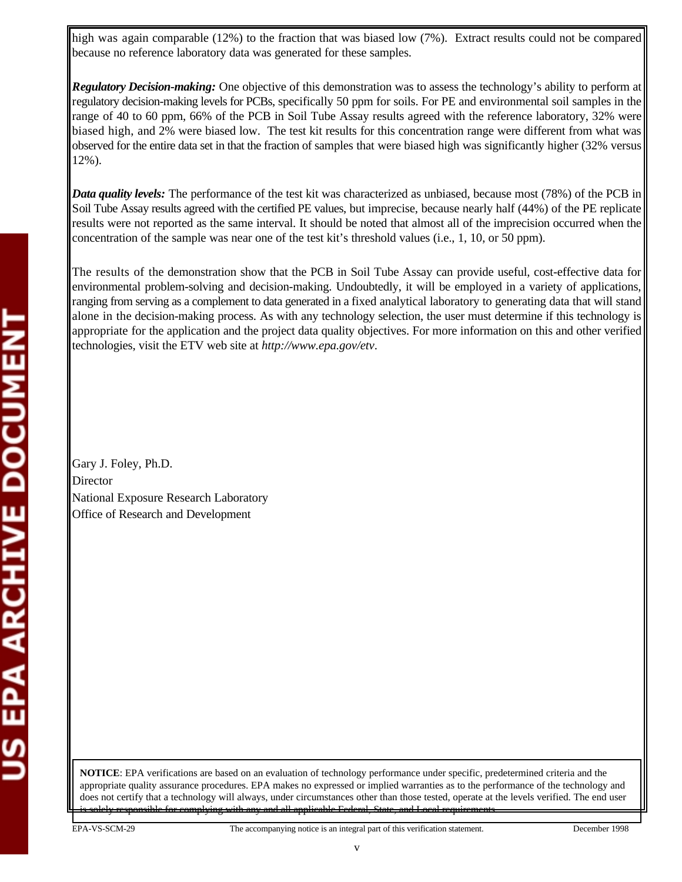high was again comparable (12%) to the fraction that was biased low (7%). Extract results could not be compared because no reference laboratory data was generated for these samples.

***Regulatory Decision-making:*** One objective of this demonstration was to assess the technology's ability to perform at regulatory decision-making levels for PCBs, specifically 50 ppm for soils. For PE and environmental soil samples in the range of 40 to 60 ppm, 66% of the PCB in Soil Tube Assay results agreed with the reference laboratory, 32% were biased high, and 2% were biased low. The test kit results for this concentration range were different from what was observed for the entire data set in that the fraction of samples that were biased high was significantly higher (32% versus 12%).

***Data quality levels:*** The performance of the test kit was characterized as unbiased, because most (78%) of the PCB in Soil Tube Assay results agreed with the certified PE values, but imprecise, because nearly half (44%) of the PE replicate results were not reported as the same interval. It should be noted that almost all of the imprecision occurred when the concentration of the sample was near one of the test kit's threshold values (i.e., 1, 10, or 50 ppm).

The results of the demonstration show that the PCB in Soil Tube Assay can provide useful, cost-effective data for environmental problem-solving and decision-making. Undoubtedly, it will be employed in a variety of applications, ranging from serving as a complement to data generated in a fixed analytical laboratory to generating data that will stand alone in the decision-making process. As with any technology selection, the user must determine if this technology is appropriate for the application and the project data quality objectives. For more information on this and other verified technologies, visit the ETV web site at *http://www.epa.gov/etv*.

Gary J. Foley, Ph.D.
Director
National Exposure Research Laboratory
Office of Research and Development

**NOTICE**: EPA verifications are based on an evaluation of technology performance under specific, predetermined criteria and the appropriate quality assurance procedures. EPA makes no expressed or implied warranties as to the performance of the technology and does not certify that a technology will always, under circumstances other than those tested, operate at the levels verified. The end user is solely responsible for complying with any and all applicable Federal, State, and Local requirements.

EPA-VS-SCM-29 The accompanying notice is an integral part of this verification statement. December 1998